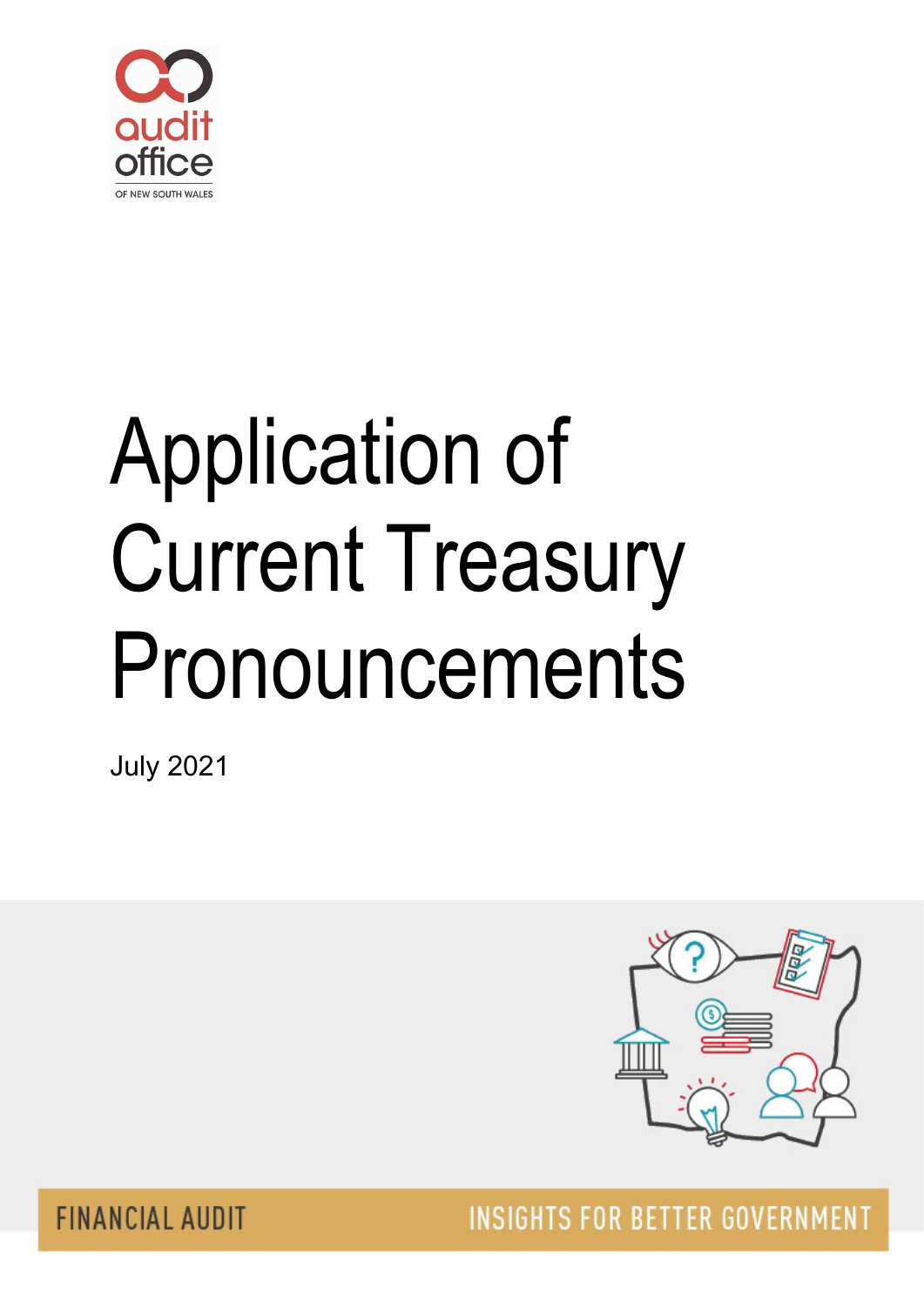audit office

OF NEW SOUTH WALES

# Application of Current Treasury Pronouncements

July 2021

FINANCIAL AUDIT

INSIGHTS FOR BETTER GOVERNMENT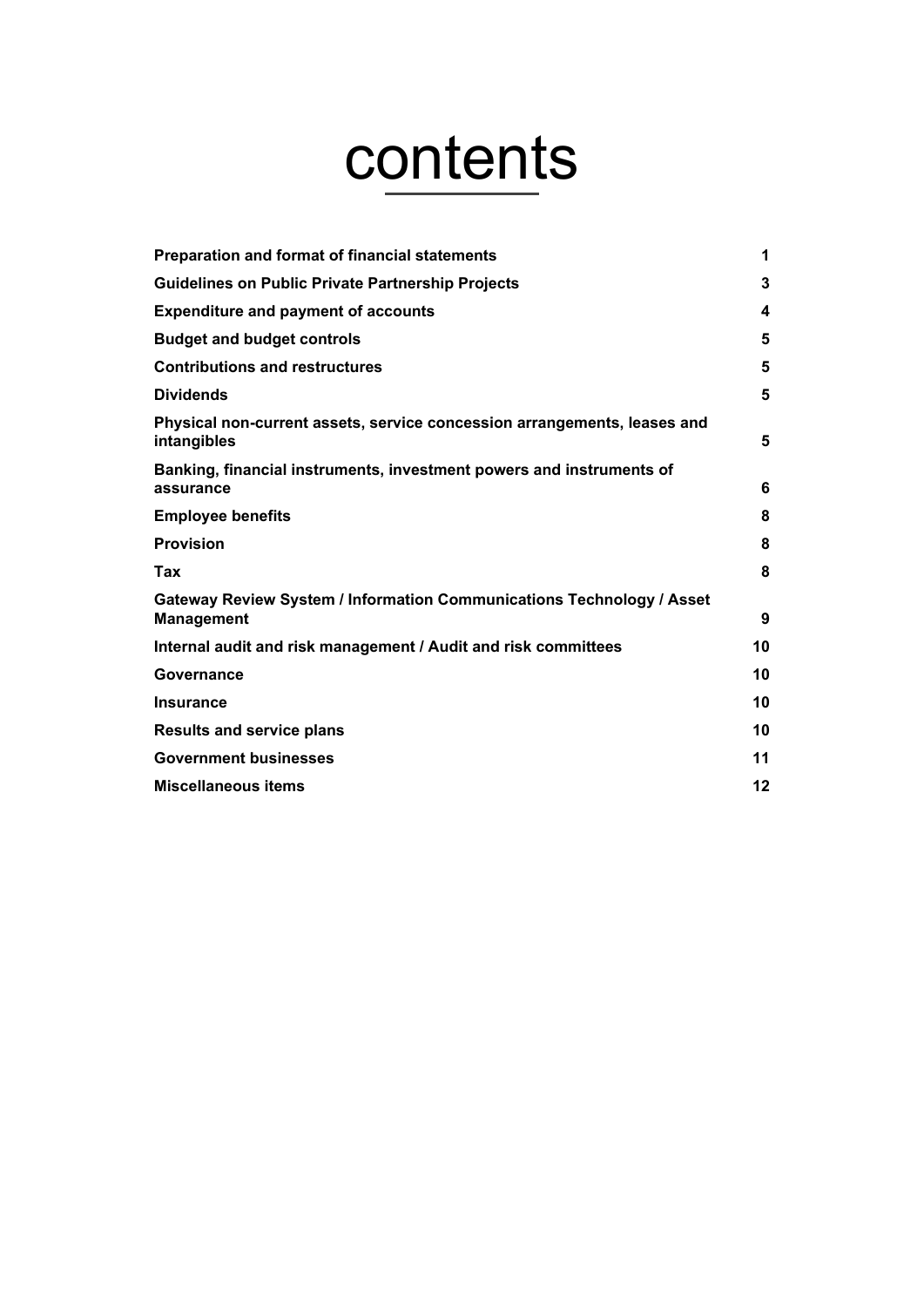# contents

| | |
|---|---|
| **Preparation and format of financial statements** | **1** |
| **Guidelines on Public Private Partnership Projects** | **3** |
| **Expenditure and payment of accounts** | **4** |
| **Budget and budget controls** | **5** |
| **Contributions and restructures** | **5** |
| **Dividends** | **5** |
| **Physical non-current assets, service concession arrangements, leases and intangibles** | **5** |
| **Banking, financial instruments, investment powers and instruments of assurance** | **6** |
| **Employee benefits** | **8** |
| **Provision** | **8** |
| **Tax** | **8** |
| **Gateway Review System / Information Communications Technology / Asset Management** | **9** |
| **Internal audit and risk management / Audit and risk committees** | **10** |
| **Governance** | **10** |
| **Insurance** | **10** |
| **Results and service plans** | **10** |
| **Government businesses** | **11** |
| **Miscellaneous items** | **12** |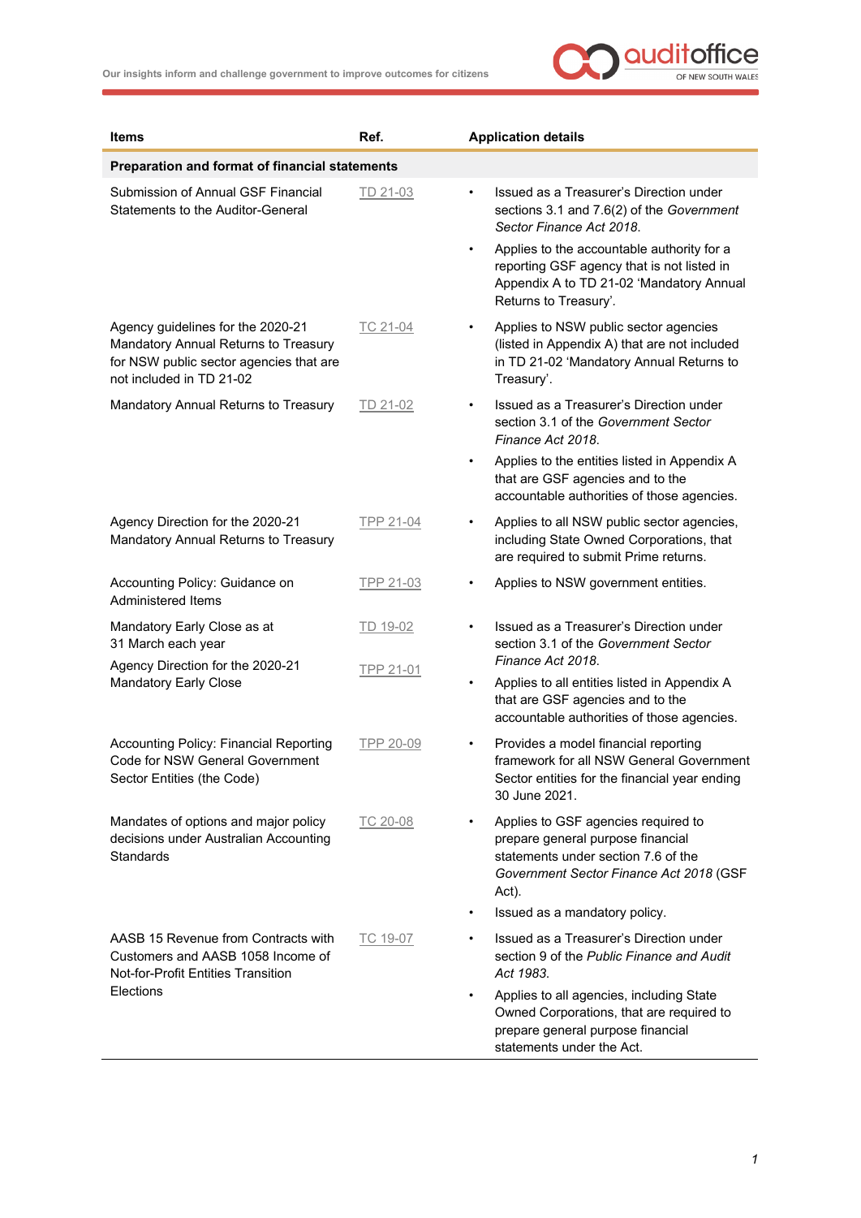| Items | Ref. | Application details |
|---|---|---|
| **Preparation and format of financial statements** | | |
| Submission of Annual GSF Financial Statements to the Auditor-General | TD 21-03 | • Issued as a Treasurer's Direction under sections 3.1 and 7.6(2) of the *Government Sector Finance Act 2018*.<br>• Applies to the accountable authority for a reporting GSF agency that is not listed in Appendix A to TD 21-02 'Mandatory Annual Returns to Treasury'. |
| Agency guidelines for the 2020-21 Mandatory Annual Returns to Treasury for NSW public sector agencies that are not included in TD 21-02 | TC 21-04 | • Applies to NSW public sector agencies (listed in Appendix A) that are not included in TD 21-02 'Mandatory Annual Returns to Treasury'. |
| Mandatory Annual Returns to Treasury | TD 21-02 | • Issued as a Treasurer's Direction under section 3.1 of the *Government Sector Finance Act 2018*.<br>• Applies to the entities listed in Appendix A that are GSF agencies and to the accountable authorities of those agencies. |
| Agency Direction for the 2020-21 Mandatory Annual Returns to Treasury | TPP 21-04 | • Applies to all NSW public sector agencies, including State Owned Corporations, that are required to submit Prime returns. |
| Accounting Policy: Guidance on Administered Items | TPP 21-03 | • Applies to NSW government entities. |
| Mandatory Early Close as at 31 March each year<br>Agency Direction for the 2020-21 Mandatory Early Close | TD 19-02<br>TPP 21-01 | • Issued as a Treasurer's Direction under section 3.1 of the *Government Sector Finance Act 2018*.<br>• Applies to all entities listed in Appendix A that are GSF agencies and to the accountable authorities of those agencies. |
| Accounting Policy: Financial Reporting Code for NSW General Government Sector Entities (the Code) | TPP 20-09 | • Provides a model financial reporting framework for all NSW General Government Sector entities for the financial year ending 30 June 2021. |
| Mandates of options and major policy decisions under Australian Accounting Standards | TC 20-08 | • Applies to GSF agencies required to prepare general purpose financial statements under section 7.6 of the *Government Sector Finance Act 2018* (GSF Act).<br>• Issued as a mandatory policy. |
| AASB 15 Revenue from Contracts with Customers and AASB 1058 Income of Not-for-Profit Entities Transition Elections | TC 19-07 | • Issued as a Treasurer's Direction under section 9 of the *Public Finance and Audit Act 1983*.<br>• Applies to all agencies, including State Owned Corporations, that are required to prepare general purpose financial statements under the Act. |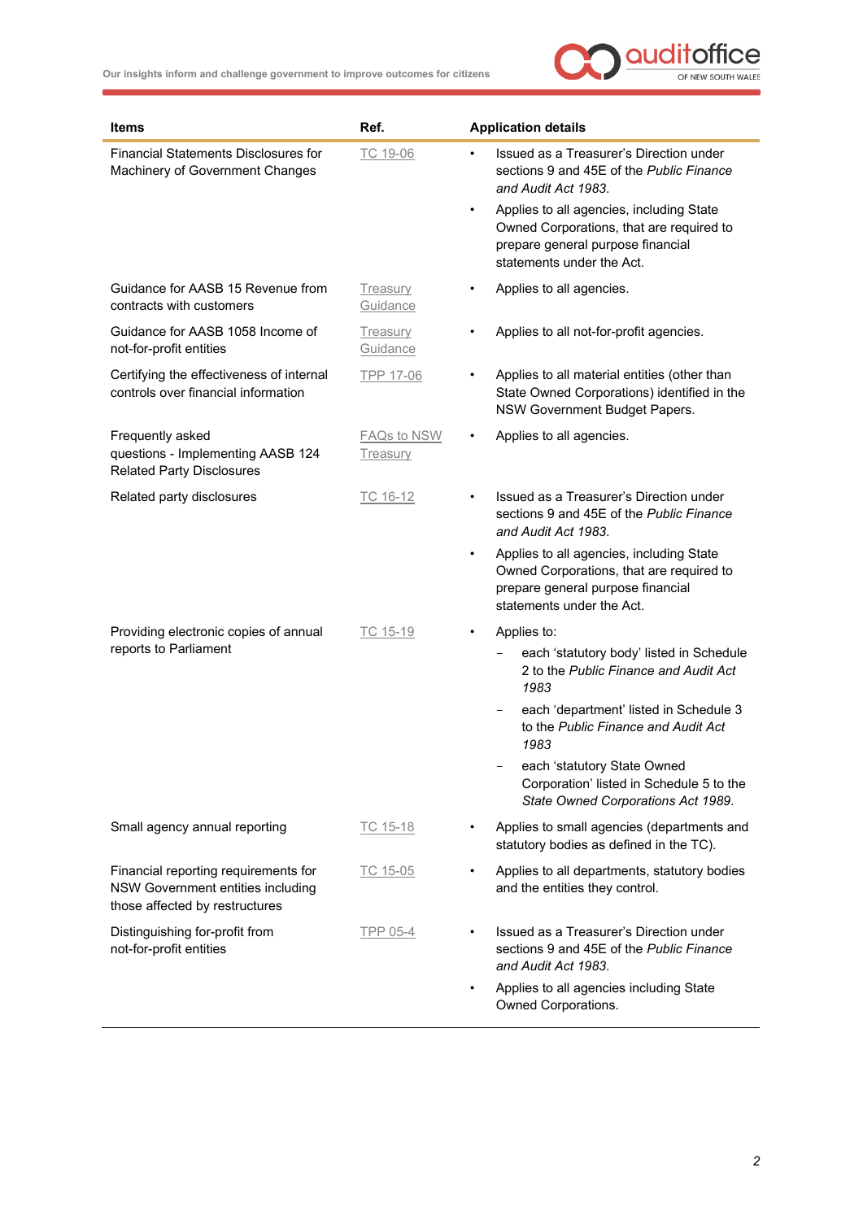| Items | Ref. | Application details |
|---|---|---|
| Financial Statements Disclosures for Machinery of Government Changes | TC 19-06 | • Issued as a Treasurer's Direction under sections 9 and 45E of the *Public Finance and Audit Act 1983*.<br>• Applies to all agencies, including State Owned Corporations, that are required to prepare general purpose financial statements under the Act. |
| Guidance for AASB 15 Revenue from contracts with customers | Treasury Guidance | • Applies to all agencies. |
| Guidance for AASB 1058 Income of not-for-profit entities | Treasury Guidance | • Applies to all not-for-profit agencies. |
| Certifying the effectiveness of internal controls over financial information | TPP 17-06 | • Applies to all material entities (other than State Owned Corporations) identified in the NSW Government Budget Papers. |
| Frequently asked questions - Implementing AASB 124 Related Party Disclosures | FAQs to NSW Treasury | • Applies to all agencies. |
| Related party disclosures | TC 16-12 | • Issued as a Treasurer's Direction under sections 9 and 45E of the *Public Finance and Audit Act 1983*.<br>• Applies to all agencies, including State Owned Corporations, that are required to prepare general purpose financial statements under the Act. |
| Providing electronic copies of annual reports to Parliament | TC 15-19 | • Applies to:<br>– each 'statutory body' listed in Schedule 2 to the *Public Finance and Audit Act 1983*<br>– each 'department' listed in Schedule 3 to the *Public Finance and Audit Act 1983*<br>– each 'statutory State Owned Corporation' listed in Schedule 5 to the *State Owned Corporations Act 1989*. |
| Small agency annual reporting | TC 15-18 | • Applies to small agencies (departments and statutory bodies as defined in the TC). |
| Financial reporting requirements for NSW Government entities including those affected by restructures | TC 15-05 | • Applies to all departments, statutory bodies and the entities they control. |
| Distinguishing for-profit from not-for-profit entities | TPP 05-4 | • Issued as a Treasurer's Direction under sections 9 and 45E of the *Public Finance and Audit Act 1983*.<br>• Applies to all agencies including State Owned Corporations. |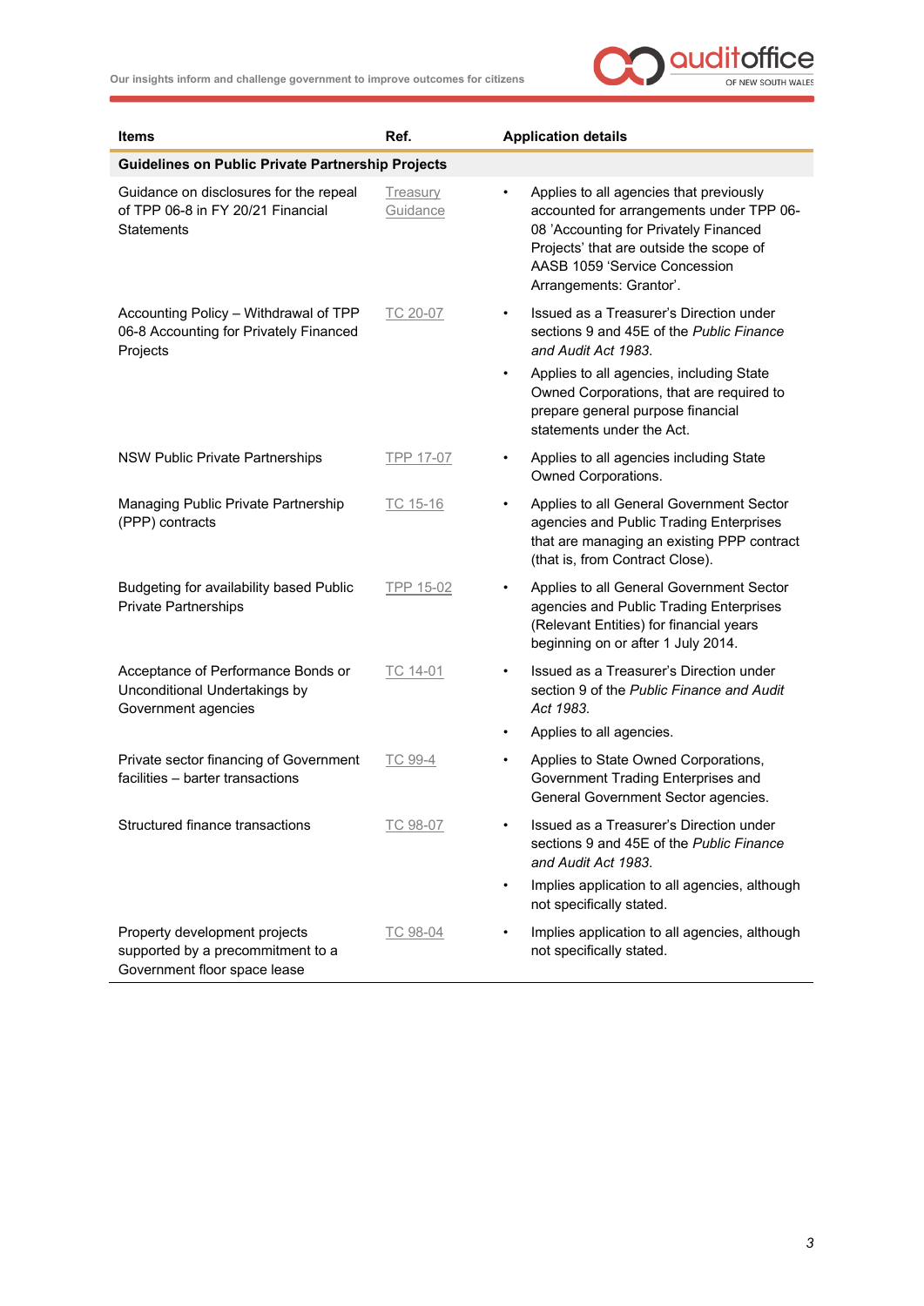| Items | Ref. | Application details |
|---|---|---|
| **Guidelines on Public Private Partnership Projects** | | |
| Guidance on disclosures for the repeal of TPP 06-8 in FY 20/21 Financial Statements | Treasury Guidance | • Applies to all agencies that previously accounted for arrangements under TPP 06-08 'Accounting for Privately Financed Projects' that are outside the scope of AASB 1059 'Service Concession Arrangements: Grantor'. |
| Accounting Policy – Withdrawal of TPP 06-8 Accounting for Privately Financed Projects | TC 20-07 | • Issued as a Treasurer's Direction under sections 9 and 45E of the *Public Finance and Audit Act 1983*.<br>• Applies to all agencies, including State Owned Corporations, that are required to prepare general purpose financial statements under the Act. |
| NSW Public Private Partnerships | TPP 17-07 | • Applies to all agencies including State Owned Corporations. |
| Managing Public Private Partnership (PPP) contracts | TC 15-16 | • Applies to all General Government Sector agencies and Public Trading Enterprises that are managing an existing PPP contract (that is, from Contract Close). |
| Budgeting for availability based Public Private Partnerships | TPP 15-02 | • Applies to all General Government Sector agencies and Public Trading Enterprises (Relevant Entities) for financial years beginning on or after 1 July 2014. |
| Acceptance of Performance Bonds or Unconditional Undertakings by Government agencies | TC 14-01 | • Issued as a Treasurer's Direction under section 9 of the *Public Finance and Audit Act 1983*.<br>• Applies to all agencies. |
| Private sector financing of Government facilities – barter transactions | TC 99-4 | • Applies to State Owned Corporations, Government Trading Enterprises and General Government Sector agencies. |
| Structured finance transactions | TC 98-07 | • Issued as a Treasurer's Direction under sections 9 and 45E of the *Public Finance and Audit Act 1983*.<br>• Implies application to all agencies, although not specifically stated. |
| Property development projects supported by a precommitment to a Government floor space lease | TC 98-04 | • Implies application to all agencies, although not specifically stated. |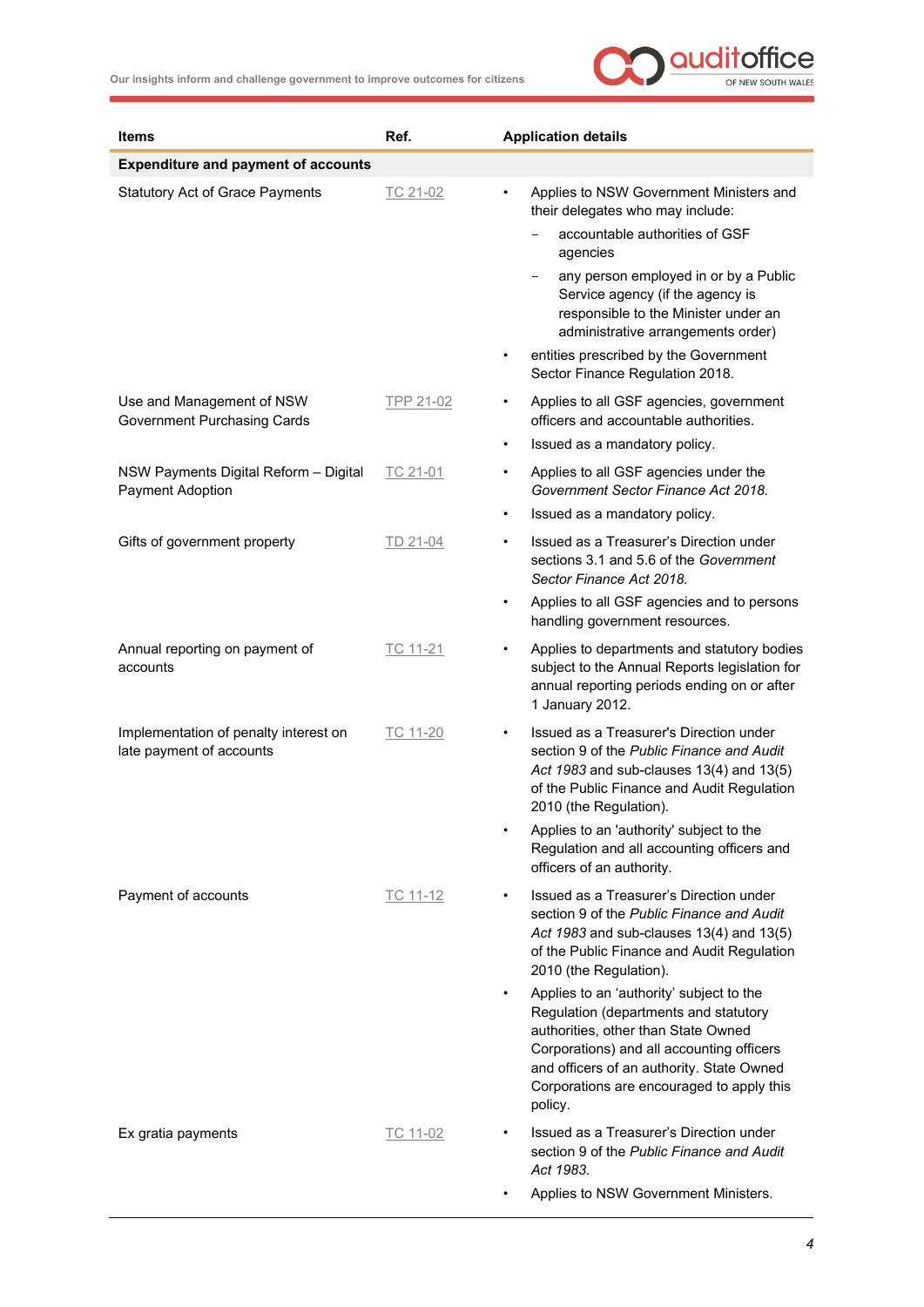| Items | Ref. | Application details |
|---|---|---|
| **Expenditure and payment of accounts** | | |
| Statutory Act of Grace Payments | TC 21-02 | • Applies to NSW Government Ministers and their delegates who may include:<br>– accountable authorities of GSF agencies<br>– any person employed in or by a Public Service agency (if the agency is responsible to the Minister under an administrative arrangements order)<br>• entities prescribed by the Government Sector Finance Regulation 2018. |
| Use and Management of NSW Government Purchasing Cards | TPP 21-02 | • Applies to all GSF agencies, government officers and accountable authorities.<br>• Issued as a mandatory policy. |
| NSW Payments Digital Reform – Digital Payment Adoption | TC 21-01 | • Applies to all GSF agencies under the *Government Sector Finance Act 2018*.<br>• Issued as a mandatory policy. |
| Gifts of government property | TD 21-04 | • Issued as a Treasurer's Direction under sections 3.1 and 5.6 of the *Government Sector Finance Act 2018*.<br>• Applies to all GSF agencies and to persons handling government resources. |
| Annual reporting on payment of accounts | TC 11-21 | • Applies to departments and statutory bodies subject to the Annual Reports legislation for annual reporting periods ending on or after 1 January 2012. |
| Implementation of penalty interest on late payment of accounts | TC 11-20 | • Issued as a Treasurer's Direction under section 9 of the *Public Finance and Audit Act 1983* and sub-clauses 13(4) and 13(5) of the Public Finance and Audit Regulation 2010 (the Regulation).<br>• Applies to an 'authority' subject to the Regulation and all accounting officers and officers of an authority. |
| Payment of accounts | TC 11-12 | • Issued as a Treasurer's Direction under section 9 of the *Public Finance and Audit Act 1983* and sub-clauses 13(4) and 13(5) of the Public Finance and Audit Regulation 2010 (the Regulation).<br>• Applies to an 'authority' subject to the Regulation (departments and statutory authorities, other than State Owned Corporations) and all accounting officers and officers of an authority. State Owned Corporations are encouraged to apply this policy. |
| Ex gratia payments | TC 11-02 | • Issued as a Treasurer's Direction under section 9 of the *Public Finance and Audit Act 1983*.<br>• Applies to NSW Government Ministers. |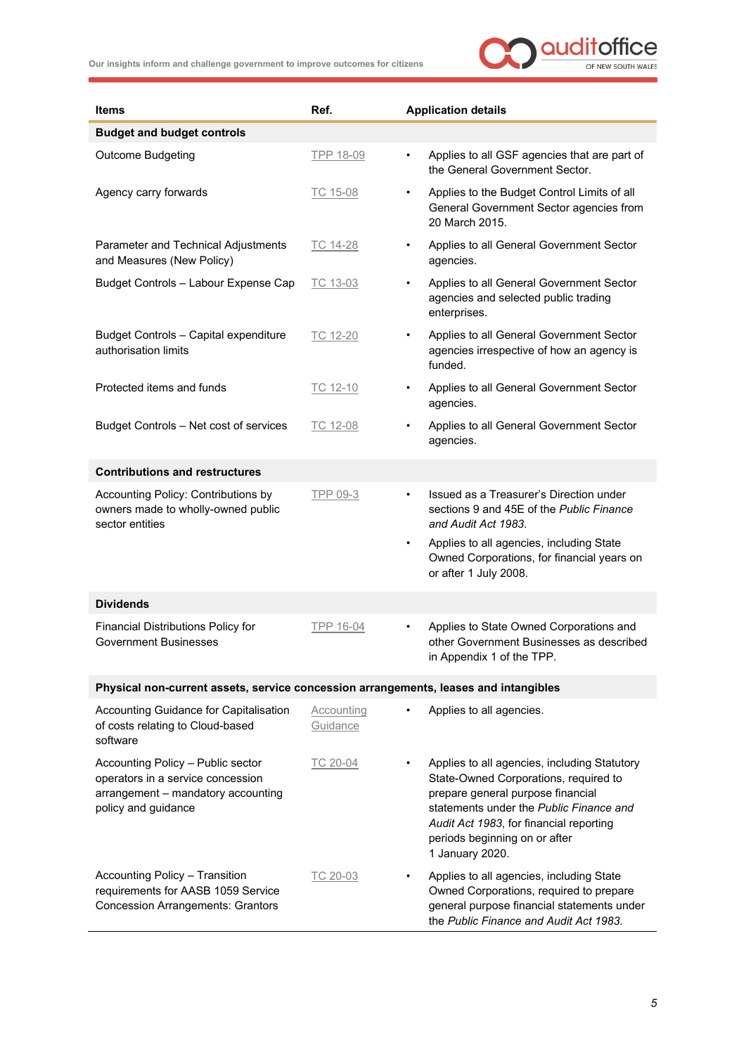| Items | Ref. | Application details |
|---|---|---|
| **Budget and budget controls** | | |
| Outcome Budgeting | TPP 18-09 | • Applies to all GSF agencies that are part of the General Government Sector. |
| Agency carry forwards | TC 15-08 | • Applies to the Budget Control Limits of all General Government Sector agencies from 20 March 2015. |
| Parameter and Technical Adjustments and Measures (New Policy) | TC 14-28 | • Applies to all General Government Sector agencies. |
| Budget Controls – Labour Expense Cap | TC 13-03 | • Applies to all General Government Sector agencies and selected public trading enterprises. |
| Budget Controls – Capital expenditure authorisation limits | TC 12-20 | • Applies to all General Government Sector agencies irrespective of how an agency is funded. |
| Protected items and funds | TC 12-10 | • Applies to all General Government Sector agencies. |
| Budget Controls – Net cost of services | TC 12-08 | • Applies to all General Government Sector agencies. |
| **Contributions and restructures** | | |
| Accounting Policy: Contributions by owners made to wholly-owned public sector entities | TPP 09-3 | • Issued as a Treasurer's Direction under sections 9 and 45E of the *Public Finance and Audit Act 1983*.<br>• Applies to all agencies, including State Owned Corporations, for financial years on or after 1 July 2008. |
| **Dividends** | | |
| Financial Distributions Policy for Government Businesses | TPP 16-04 | • Applies to State Owned Corporations and other Government Businesses as described in Appendix 1 of the TPP. |
| **Physical non-current assets, service concession arrangements, leases and intangibles** | | |
| Accounting Guidance for Capitalisation of costs relating to Cloud-based software | Accounting Guidance | • Applies to all agencies. |
| Accounting Policy – Public sector operators in a service concession arrangement – mandatory accounting policy and guidance | TC 20-04 | • Applies to all agencies, including Statutory State-Owned Corporations, required to prepare general purpose financial statements under the *Public Finance and Audit Act 1983*, for financial reporting periods beginning on or after 1 January 2020. |
| Accounting Policy – Transition requirements for AASB 1059 Service Concession Arrangements: Grantors | TC 20-03 | • Applies to all agencies, including State Owned Corporations, required to prepare general purpose financial statements under the *Public Finance and Audit Act 1983*. |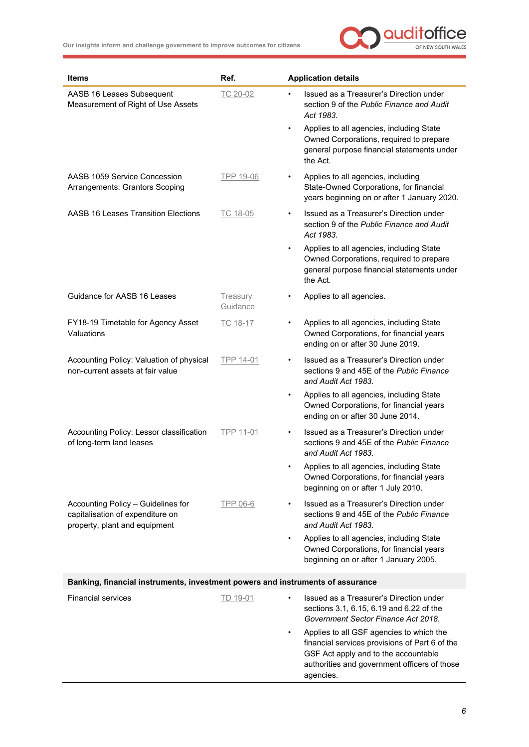| Items | Ref. | Application details |
|---|---|---|
| AASB 16 Leases Subsequent Measurement of Right of Use Assets | TC 20-02 | • Issued as a Treasurer's Direction under section 9 of the *Public Finance and Audit Act 1983*.<br>• Applies to all agencies, including State Owned Corporations, required to prepare general purpose financial statements under the Act. |
| AASB 1059 Service Concession Arrangements: Grantors Scoping | TPP 19-06 | • Applies to all agencies, including State-Owned Corporations, for financial years beginning on or after 1 January 2020. |
| AASB 16 Leases Transition Elections | TC 18-05 | • Issued as a Treasurer's Direction under section 9 of the *Public Finance and Audit Act 1983*.<br>• Applies to all agencies, including State Owned Corporations, required to prepare general purpose financial statements under the Act. |
| Guidance for AASB 16 Leases | Treasury Guidance | • Applies to all agencies. |
| FY18-19 Timetable for Agency Asset Valuations | TC 18-17 | • Applies to all agencies, including State Owned Corporations, for financial years ending on or after 30 June 2019. |
| Accounting Policy: Valuation of physical non-current assets at fair value | TPP 14-01 | • Issued as a Treasurer's Direction under sections 9 and 45E of the *Public Finance and Audit Act 1983*.<br>• Applies to all agencies, including State Owned Corporations, for financial years ending on or after 30 June 2014. |
| Accounting Policy: Lessor classification of long-term land leases | TPP 11-01 | • Issued as a Treasurer's Direction under sections 9 and 45E of the *Public Finance and Audit Act 1983*.<br>• Applies to all agencies, including State Owned Corporations, for financial years beginning on or after 1 July 2010. |
| Accounting Policy – Guidelines for capitalisation of expenditure on property, plant and equipment | TPP 06-6 | • Issued as a Treasurer's Direction under sections 9 and 45E of the *Public Finance and Audit Act 1983*.<br>• Applies to all agencies, including State Owned Corporations, for financial years beginning on or after 1 January 2005. |
| **Banking, financial instruments, investment powers and instruments of assurance** | | |
| Financial services | TD 19-01 | • Issued as a Treasurer's Direction under sections 3.1, 6.15, 6.19 and 6.22 of the *Government Sector Finance Act 2018*.<br>• Applies to all GSF agencies to which the financial services provisions of Part 6 of the GSF Act apply and to the accountable authorities and government officers of those agencies. |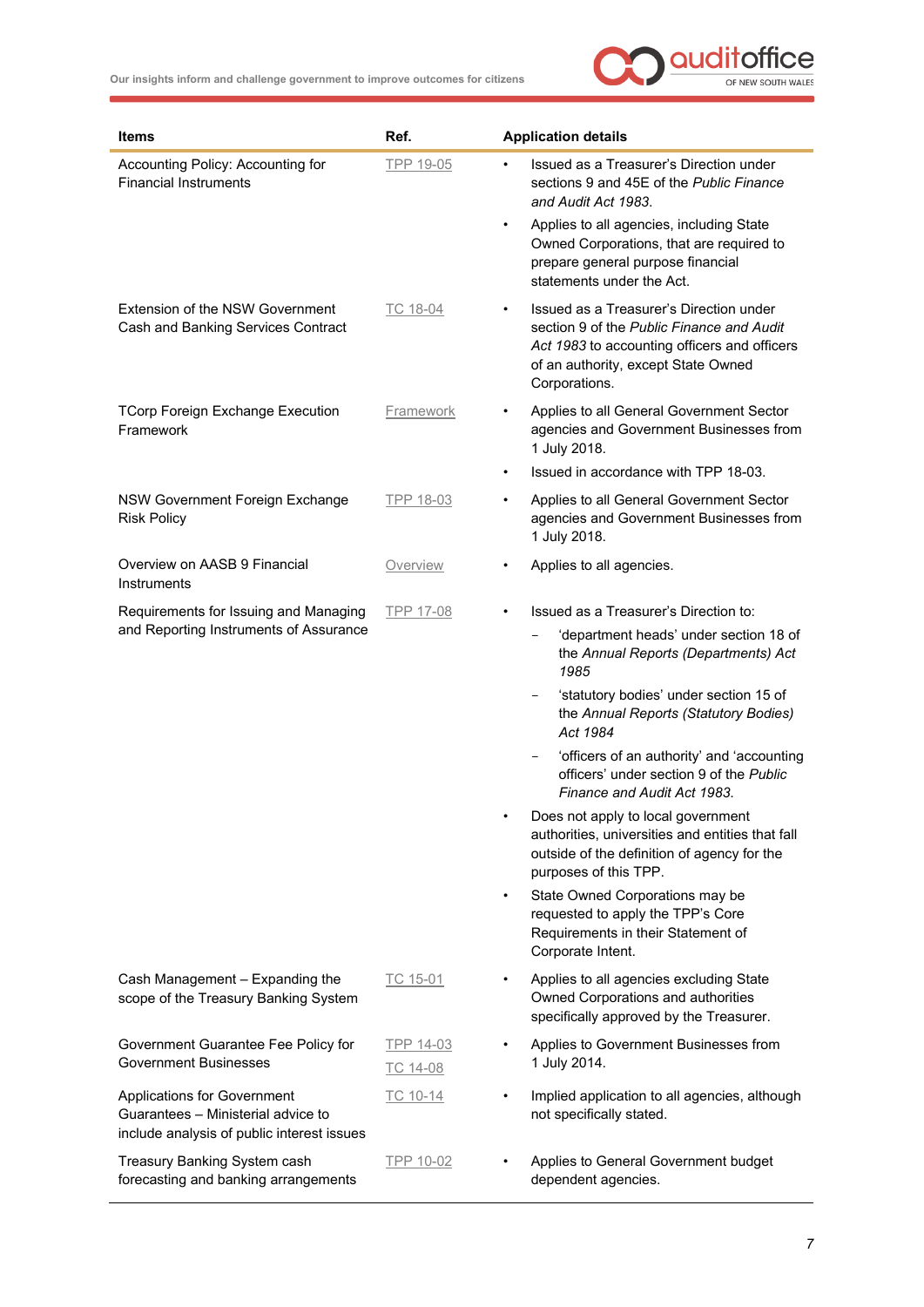| Items | Ref. | Application details |
| --- | --- | --- |
| Accounting Policy: Accounting for Financial Instruments | TPP 19-05 | • Issued as a Treasurer's Direction under sections 9 and 45E of the *Public Finance and Audit Act 1983*.<br>• Applies to all agencies, including State Owned Corporations, that are required to prepare general purpose financial statements under the Act. |
| Extension of the NSW Government Cash and Banking Services Contract | TC 18-04 | • Issued as a Treasurer's Direction under section 9 of the *Public Finance and Audit Act 1983* to accounting officers and officers of an authority, except State Owned Corporations. |
| TCorp Foreign Exchange Execution Framework | Framework | • Applies to all General Government Sector agencies and Government Businesses from 1 July 2018.<br>• Issued in accordance with TPP 18-03. |
| NSW Government Foreign Exchange Risk Policy | TPP 18-03 | • Applies to all General Government Sector agencies and Government Businesses from 1 July 2018. |
| Overview on AASB 9 Financial Instruments | Overview | • Applies to all agencies. |
| Requirements for Issuing and Managing and Reporting Instruments of Assurance | TPP 17-08 | • Issued as a Treasurer's Direction to:<br>– 'department heads' under section 18 of the *Annual Reports (Departments) Act 1985*<br>– 'statutory bodies' under section 15 of the *Annual Reports (Statutory Bodies) Act 1984*<br>– 'officers of an authority' and 'accounting officers' under section 9 of the *Public Finance and Audit Act 1983*.<br>• Does not apply to local government authorities, universities and entities that fall outside of the definition of agency for the purposes of this TPP.<br>• State Owned Corporations may be requested to apply the TPP's Core Requirements in their Statement of Corporate Intent. |
| Cash Management – Expanding the scope of the Treasury Banking System | TC 15-01 | • Applies to all agencies excluding State Owned Corporations and authorities specifically approved by the Treasurer. |
| Government Guarantee Fee Policy for Government Businesses | TPP 14-03<br>TC 14-08 | • Applies to Government Businesses from 1 July 2014. |
| Applications for Government Guarantees – Ministerial advice to include analysis of public interest issues | TC 10-14 | • Implied application to all agencies, although not specifically stated. |
| Treasury Banking System cash forecasting and banking arrangements | TPP 10-02 | • Applies to General Government budget dependent agencies. |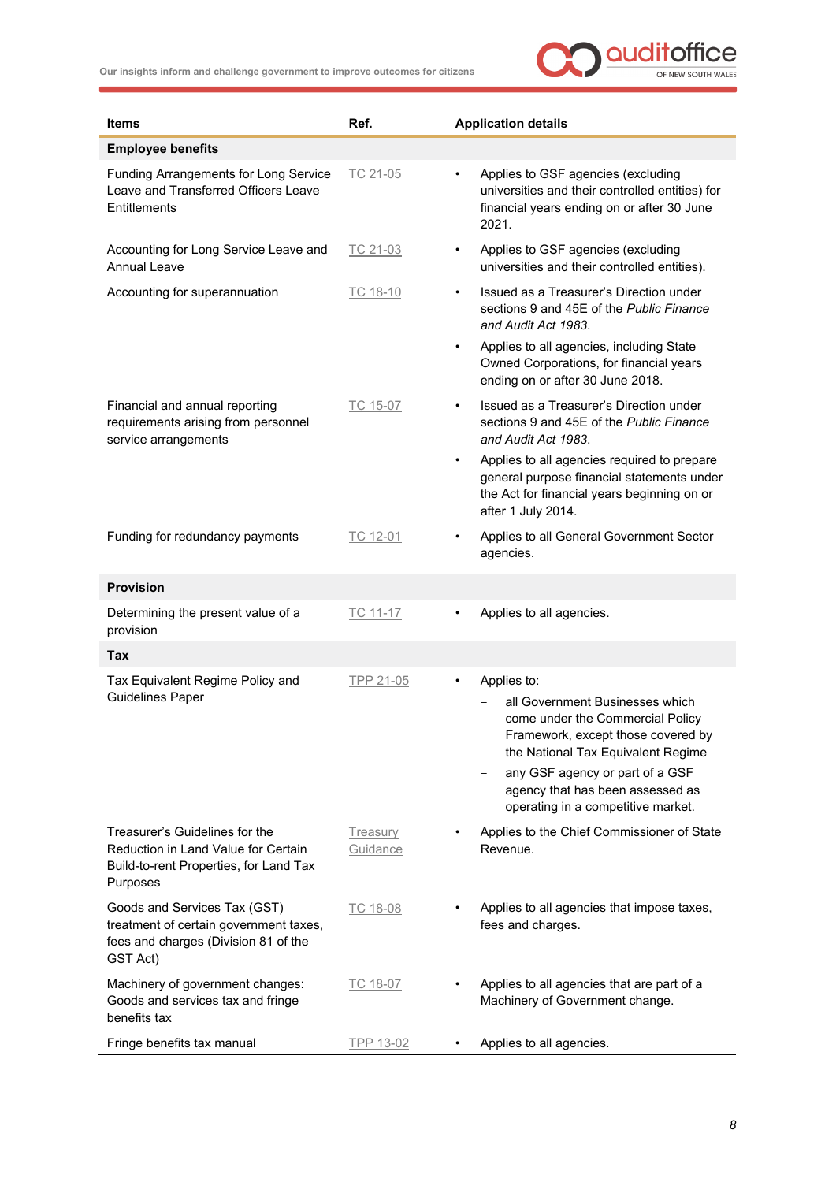| Items | Ref. | Application details |
|---|---|---|
| **Employee benefits** | | |
| Funding Arrangements for Long Service Leave and Transferred Officers Leave Entitlements | TC 21-05 | • Applies to GSF agencies (excluding universities and their controlled entities) for financial years ending on or after 30 June 2021. |
| Accounting for Long Service Leave and Annual Leave | TC 21-03 | • Applies to GSF agencies (excluding universities and their controlled entities). |
| Accounting for superannuation | TC 18-10 | • Issued as a Treasurer's Direction under sections 9 and 45E of the *Public Finance and Audit Act 1983*. <br> • Applies to all agencies, including State Owned Corporations, for financial years ending on or after 30 June 2018. |
| Financial and annual reporting requirements arising from personnel service arrangements | TC 15-07 | • Issued as a Treasurer's Direction under sections 9 and 45E of the *Public Finance and Audit Act 1983*. <br> • Applies to all agencies required to prepare general purpose financial statements under the Act for financial years beginning on or after 1 July 2014. |
| Funding for redundancy payments | TC 12-01 | • Applies to all General Government Sector agencies. |
| **Provision** | | |
| Determining the present value of a provision | TC 11-17 | • Applies to all agencies. |
| **Tax** | | |
| Tax Equivalent Regime Policy and Guidelines Paper | TPP 21-05 | • Applies to: <br> – all Government Businesses which come under the Commercial Policy Framework, except those covered by the National Tax Equivalent Regime <br> – any GSF agency or part of a GSF agency that has been assessed as operating in a competitive market. |
| Treasurer's Guidelines for the Reduction in Land Value for Certain Build-to-rent Properties, for Land Tax Purposes | Treasury Guidance | • Applies to the Chief Commissioner of State Revenue. |
| Goods and Services Tax (GST) treatment of certain government taxes, fees and charges (Division 81 of the GST Act) | TC 18-08 | • Applies to all agencies that impose taxes, fees and charges. |
| Machinery of government changes: Goods and services tax and fringe benefits tax | TC 18-07 | • Applies to all agencies that are part of a Machinery of Government change. |
| Fringe benefits tax manual | TPP 13-02 | • Applies to all agencies. |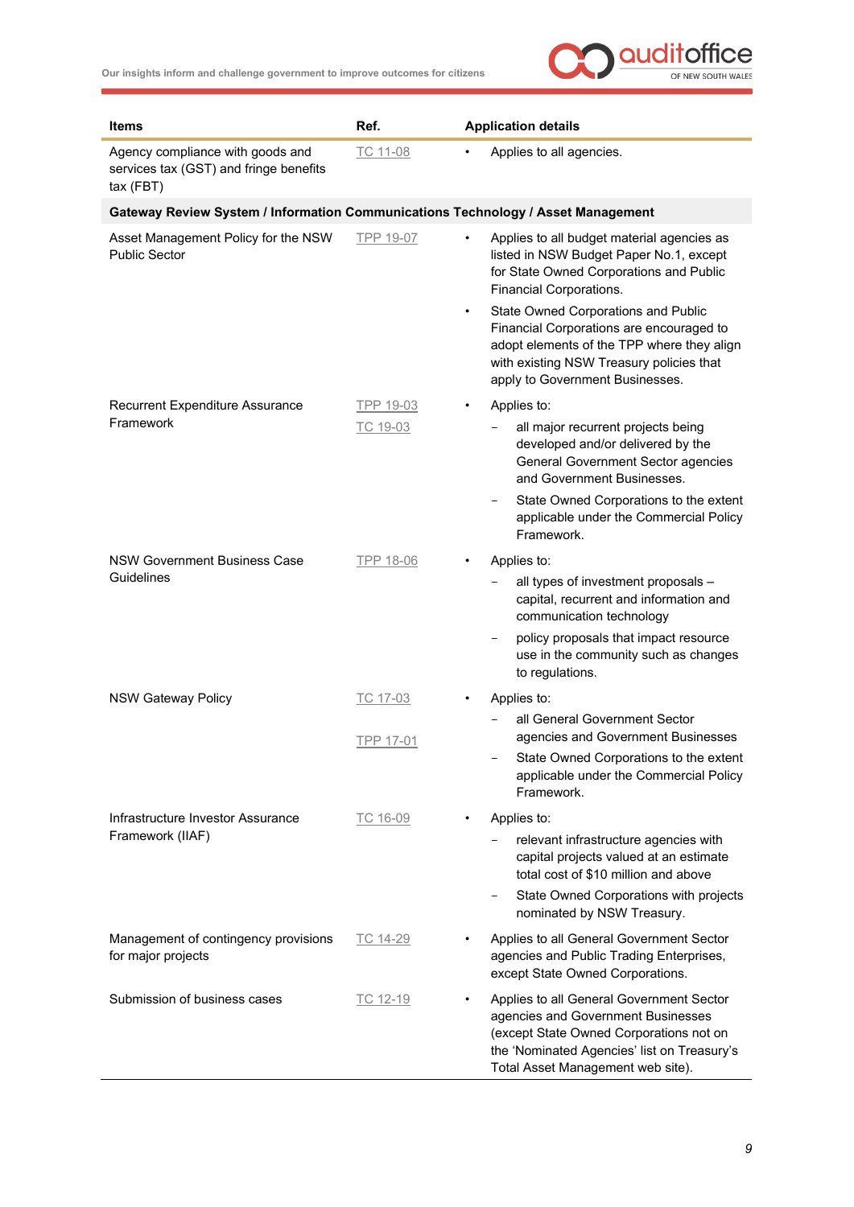| Items | Ref. | Application details |
| --- | --- | --- |
| Agency compliance with goods and services tax (GST) and fringe benefits tax (FBT) | TC 11-08 | • Applies to all agencies. |
| **Gateway Review System / Information Communications Technology / Asset Management** | | |
| Asset Management Policy for the NSW Public Sector | TPP 19-07 | • Applies to all budget material agencies as listed in NSW Budget Paper No.1, except for State Owned Corporations and Public Financial Corporations.<br>• State Owned Corporations and Public Financial Corporations are encouraged to adopt elements of the TPP where they align with existing NSW Treasury policies that apply to Government Businesses. |
| Recurrent Expenditure Assurance Framework | TPP 19-03<br>TC 19-03 | • Applies to:<br>– all major recurrent projects being developed and/or delivered by the General Government Sector agencies and Government Businesses.<br>– State Owned Corporations to the extent applicable under the Commercial Policy Framework. |
| NSW Government Business Case Guidelines | TPP 18-06 | • Applies to:<br>– all types of investment proposals – capital, recurrent and information and communication technology<br>– policy proposals that impact resource use in the community such as changes to regulations. |
| NSW Gateway Policy | TC 17-03<br>TPP 17-01 | • Applies to:<br>– all General Government Sector agencies and Government Businesses<br>– State Owned Corporations to the extent applicable under the Commercial Policy Framework. |
| Infrastructure Investor Assurance Framework (IIAF) | TC 16-09 | • Applies to:<br>– relevant infrastructure agencies with capital projects valued at an estimate total cost of $10 million and above<br>– State Owned Corporations with projects nominated by NSW Treasury. |
| Management of contingency provisions for major projects | TC 14-29 | • Applies to all General Government Sector agencies and Public Trading Enterprises, except State Owned Corporations. |
| Submission of business cases | TC 12-19 | • Applies to all General Government Sector agencies and Government Businesses (except State Owned Corporations not on the 'Nominated Agencies' list on Treasury's Total Asset Management web site). |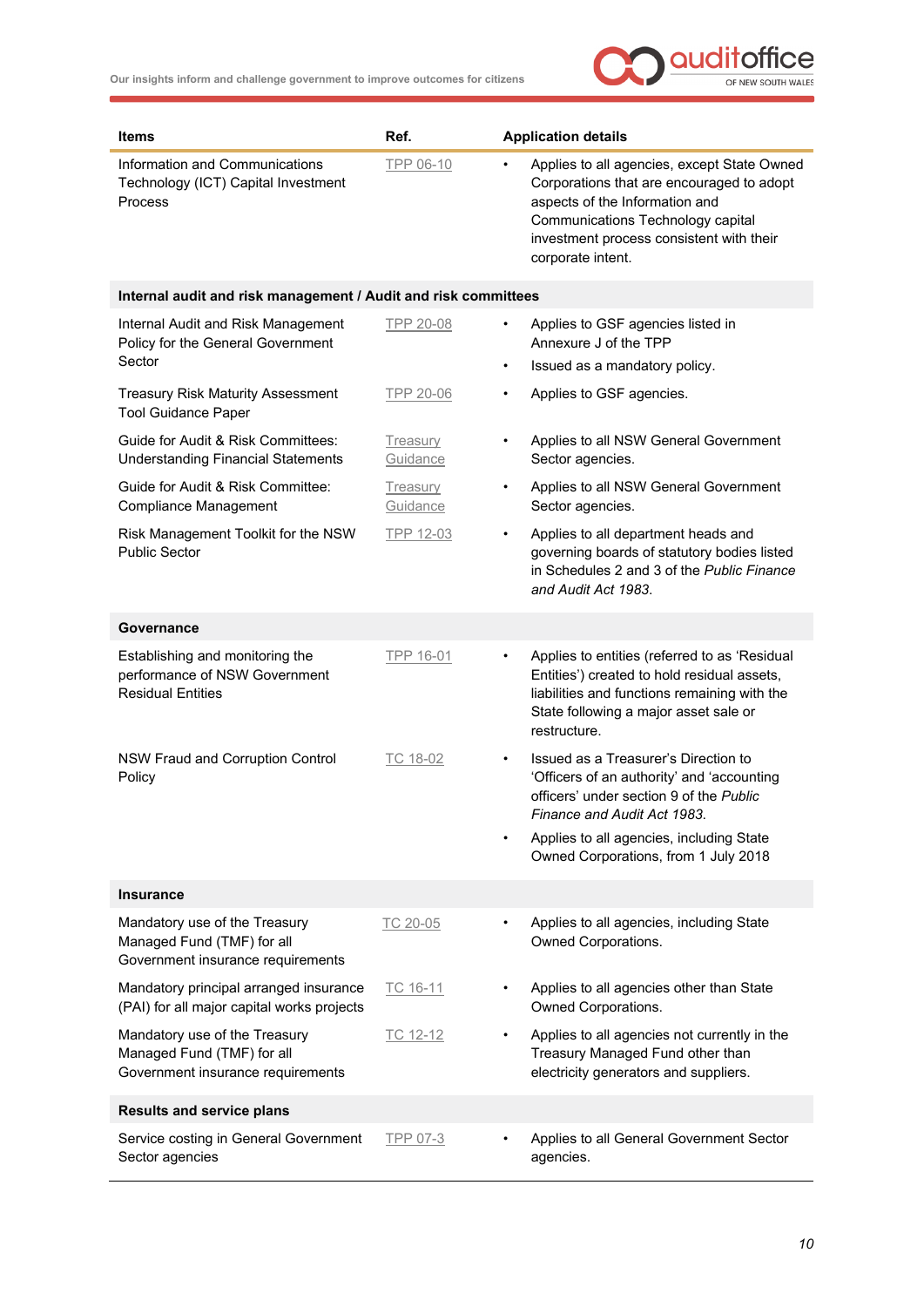| Items | Ref. | Application details |
|---|---|---|
| Information and Communications Technology (ICT) Capital Investment Process | TPP 06-10 | • Applies to all agencies, except State Owned Corporations that are encouraged to adopt aspects of the Information and Communications Technology capital investment process consistent with their corporate intent. |
| **Internal audit and risk management / Audit and risk committees** | | |
| Internal Audit and Risk Management Policy for the General Government Sector | TPP 20-08 | • Applies to GSF agencies listed in Annexure J of the TPP<br>• Issued as a mandatory policy. |
| Treasury Risk Maturity Assessment Tool Guidance Paper | TPP 20-06 | • Applies to GSF agencies. |
| Guide for Audit & Risk Committees: Understanding Financial Statements | Treasury Guidance | • Applies to all NSW General Government Sector agencies. |
| Guide for Audit & Risk Committee: Compliance Management | Treasury Guidance | • Applies to all NSW General Government Sector agencies. |
| Risk Management Toolkit for the NSW Public Sector | TPP 12-03 | • Applies to all department heads and governing boards of statutory bodies listed in Schedules 2 and 3 of the *Public Finance and Audit Act 1983*. |
| **Governance** | | |
| Establishing and monitoring the performance of NSW Government Residual Entities | TPP 16-01 | • Applies to entities (referred to as 'Residual Entities') created to hold residual assets, liabilities and functions remaining with the State following a major asset sale or restructure. |
| NSW Fraud and Corruption Control Policy | TC 18-02 | • Issued as a Treasurer's Direction to 'Officers of an authority' and 'accounting officers' under section 9 of the *Public Finance and Audit Act 1983*.<br>• Applies to all agencies, including State Owned Corporations, from 1 July 2018 |
| **Insurance** | | |
| Mandatory use of the Treasury Managed Fund (TMF) for all Government insurance requirements | TC 20-05 | • Applies to all agencies, including State Owned Corporations. |
| Mandatory principal arranged insurance (PAI) for all major capital works projects | TC 16-11 | • Applies to all agencies other than State Owned Corporations. |
| Mandatory use of the Treasury Managed Fund (TMF) for all Government insurance requirements | TC 12-12 | • Applies to all agencies not currently in the Treasury Managed Fund other than electricity generators and suppliers. |
| **Results and service plans** | | |
| Service costing in General Government Sector agencies | TPP 07-3 | • Applies to all General Government Sector agencies. |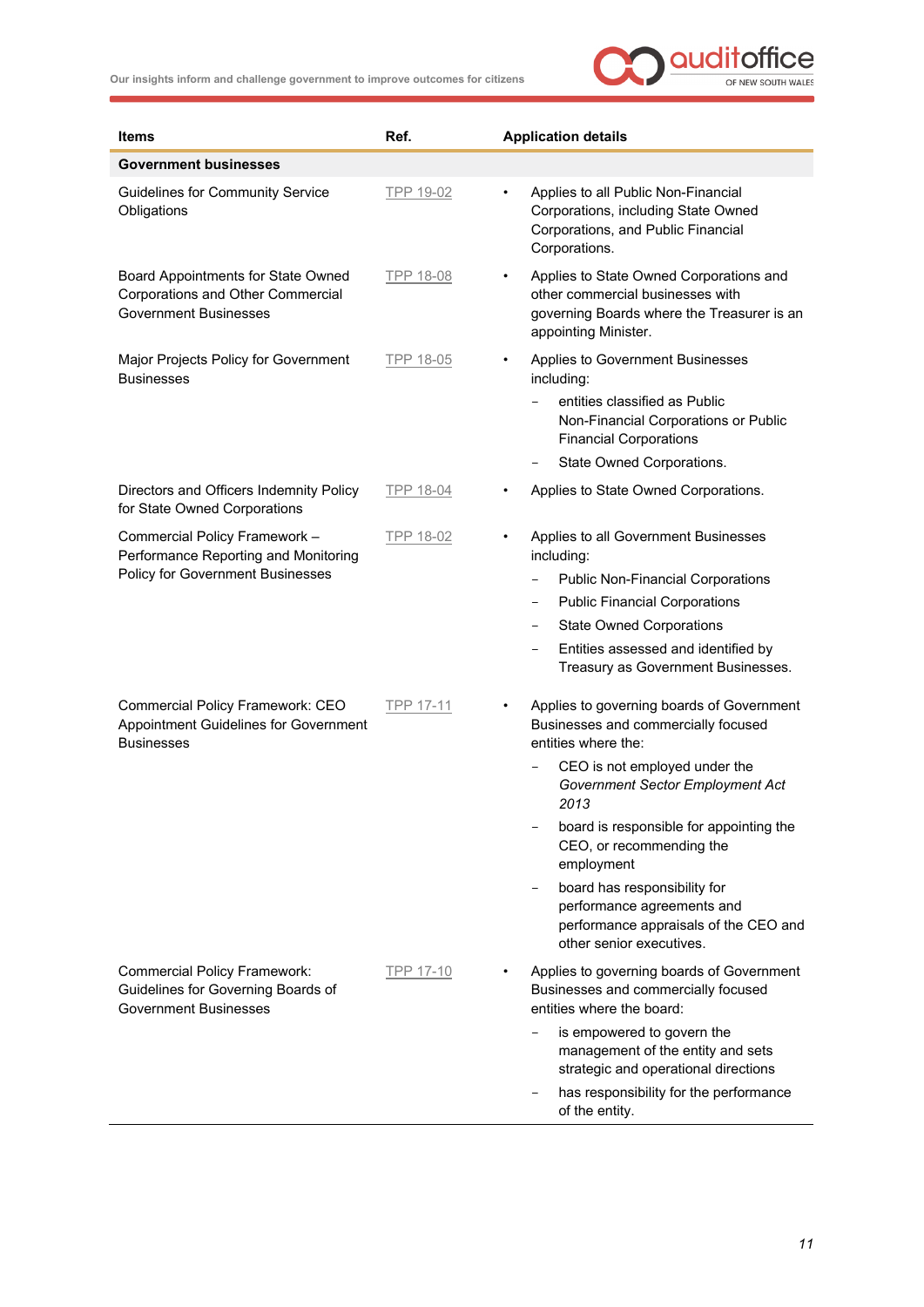| Items | Ref. | Application details |
|---|---|---|
| **Government businesses** | | |
| Guidelines for Community Service Obligations | TPP 19-02 | • Applies to all Public Non-Financial Corporations, including State Owned Corporations, and Public Financial Corporations. |
| Board Appointments for State Owned Corporations and Other Commercial Government Businesses | TPP 18-08 | • Applies to State Owned Corporations and other commercial businesses with governing Boards where the Treasurer is an appointing Minister. |
| Major Projects Policy for Government Businesses | TPP 18-05 | • Applies to Government Businesses including: <br> – entities classified as Public Non-Financial Corporations or Public Financial Corporations <br> – State Owned Corporations. |
| Directors and Officers Indemnity Policy for State Owned Corporations | TPP 18-04 | • Applies to State Owned Corporations. |
| Commercial Policy Framework – Performance Reporting and Monitoring Policy for Government Businesses | TPP 18-02 | • Applies to all Government Businesses including: <br> – Public Non-Financial Corporations <br> – Public Financial Corporations <br> – State Owned Corporations <br> – Entities assessed and identified by Treasury as Government Businesses. |
| Commercial Policy Framework: CEO Appointment Guidelines for Government Businesses | TPP 17-11 | • Applies to governing boards of Government Businesses and commercially focused entities where the: <br> – CEO is not employed under the *Government Sector Employment Act 2013* <br> – board is responsible for appointing the CEO, or recommending the employment <br> – board has responsibility for performance agreements and performance appraisals of the CEO and other senior executives. |
| Commercial Policy Framework: Guidelines for Governing Boards of Government Businesses | TPP 17-10 | • Applies to governing boards of Government Businesses and commercially focused entities where the board: <br> – is empowered to govern the management of the entity and sets strategic and operational directions <br> – has responsibility for the performance of the entity. |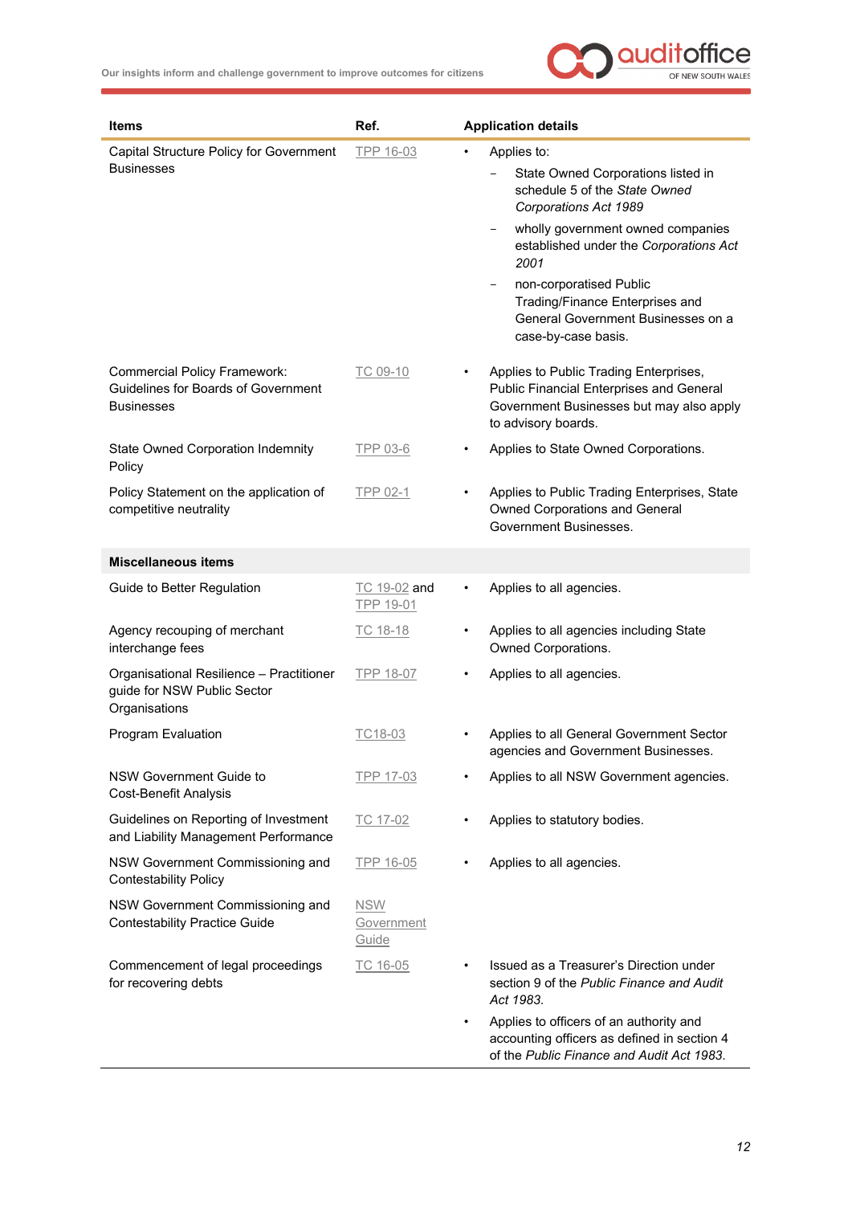| Items | Ref. | Application details |
|---|---|---|
| Capital Structure Policy for Government Businesses | TPP 16-03 | • Applies to:<br>– State Owned Corporations listed in schedule 5 of the *State Owned Corporations Act 1989*<br>– wholly government owned companies established under the *Corporations Act 2001*<br>– non-corporatised Public Trading/Finance Enterprises and General Government Businesses on a case-by-case basis. |
| Commercial Policy Framework: Guidelines for Boards of Government Businesses | TC 09-10 | • Applies to Public Trading Enterprises, Public Financial Enterprises and General Government Businesses but may also apply to advisory boards. |
| State Owned Corporation Indemnity Policy | TPP 03-6 | • Applies to State Owned Corporations. |
| Policy Statement on the application of competitive neutrality | TPP 02-1 | • Applies to Public Trading Enterprises, State Owned Corporations and General Government Businesses. |
| **Miscellaneous items** | | |
| Guide to Better Regulation | TC 19-02 and TPP 19-01 | • Applies to all agencies. |
| Agency recouping of merchant interchange fees | TC 18-18 | • Applies to all agencies including State Owned Corporations. |
| Organisational Resilience – Practitioner guide for NSW Public Sector Organisations | TPP 18-07 | • Applies to all agencies. |
| Program Evaluation | TC18-03 | • Applies to all General Government Sector agencies and Government Businesses. |
| NSW Government Guide to Cost-Benefit Analysis | TPP 17-03 | • Applies to all NSW Government agencies. |
| Guidelines on Reporting of Investment and Liability Management Performance | TC 17-02 | • Applies to statutory bodies. |
| NSW Government Commissioning and Contestability Policy | TPP 16-05 | • Applies to all agencies. |
| NSW Government Commissioning and Contestability Practice Guide | NSW Government Guide | |
| Commencement of legal proceedings for recovering debts | TC 16-05 | • Issued as a Treasurer's Direction under section 9 of the *Public Finance and Audit Act 1983.*<br>• Applies to officers of an authority and accounting officers as defined in section 4 of the *Public Finance and Audit Act 1983.* |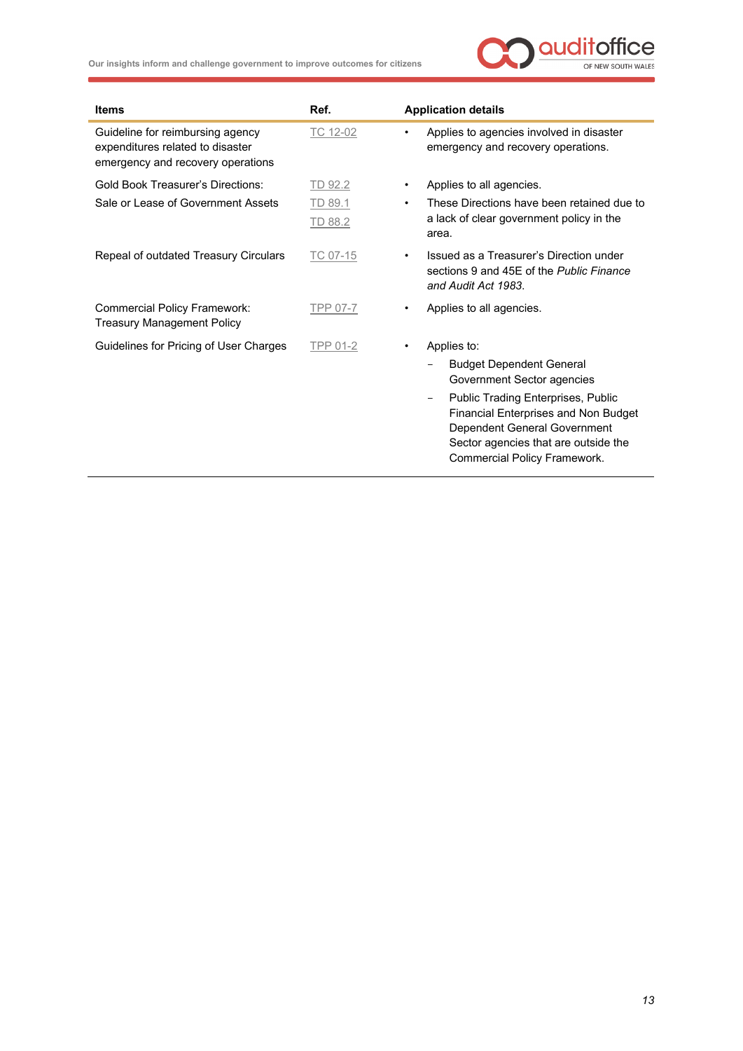| Items | Ref. | Application details |
|---|---|---|
| Guideline for reimbursing agency expenditures related to disaster emergency and recovery operations | TC 12-02 | • Applies to agencies involved in disaster emergency and recovery operations. |
| Gold Book Treasurer's Directions: Sale or Lease of Government Assets | TD 92.2<br>TD 89.1<br>TD 88.2 | • Applies to all agencies.<br>• These Directions have been retained due to a lack of clear government policy in the area. |
| Repeal of outdated Treasury Circulars | TC 07-15 | • Issued as a Treasurer's Direction under sections 9 and 45E of the *Public Finance and Audit Act 1983*. |
| Commercial Policy Framework: Treasury Management Policy | TPP 07-7 | • Applies to all agencies. |
| Guidelines for Pricing of User Charges | TPP 01-2 | • Applies to:<br>– Budget Dependent General Government Sector agencies<br>– Public Trading Enterprises, Public Financial Enterprises and Non Budget Dependent General Government Sector agencies that are outside the Commercial Policy Framework. |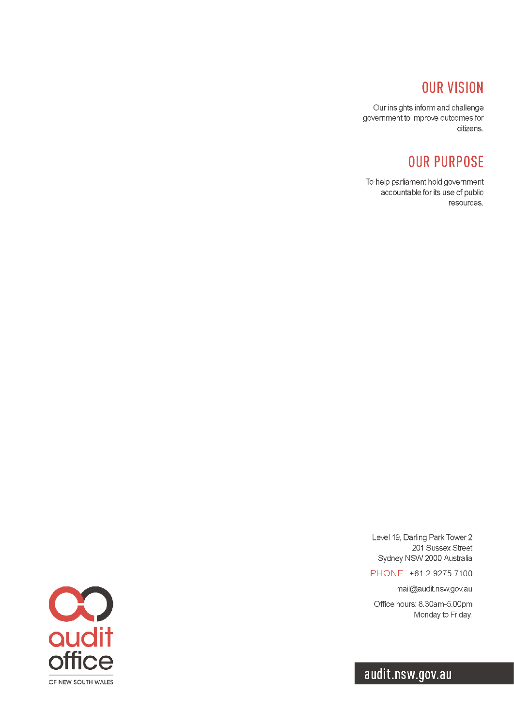## OUR VISION

Our insights inform and challenge government to improve outcomes for citizens.

## OUR PURPOSE

To help parliament hold government accountable for its use of public resources.

Level 19, Darling Park Tower 2
201 Sussex Street
Sydney NSW 2000 Australia

PHONE +61 2 9275 7100

mail@audit.nsw.gov.au

Office hours: 8.30am-5.00pm
Monday to Friday.

audit office
OF NEW SOUTH WALES

audit.nsw.gov.au